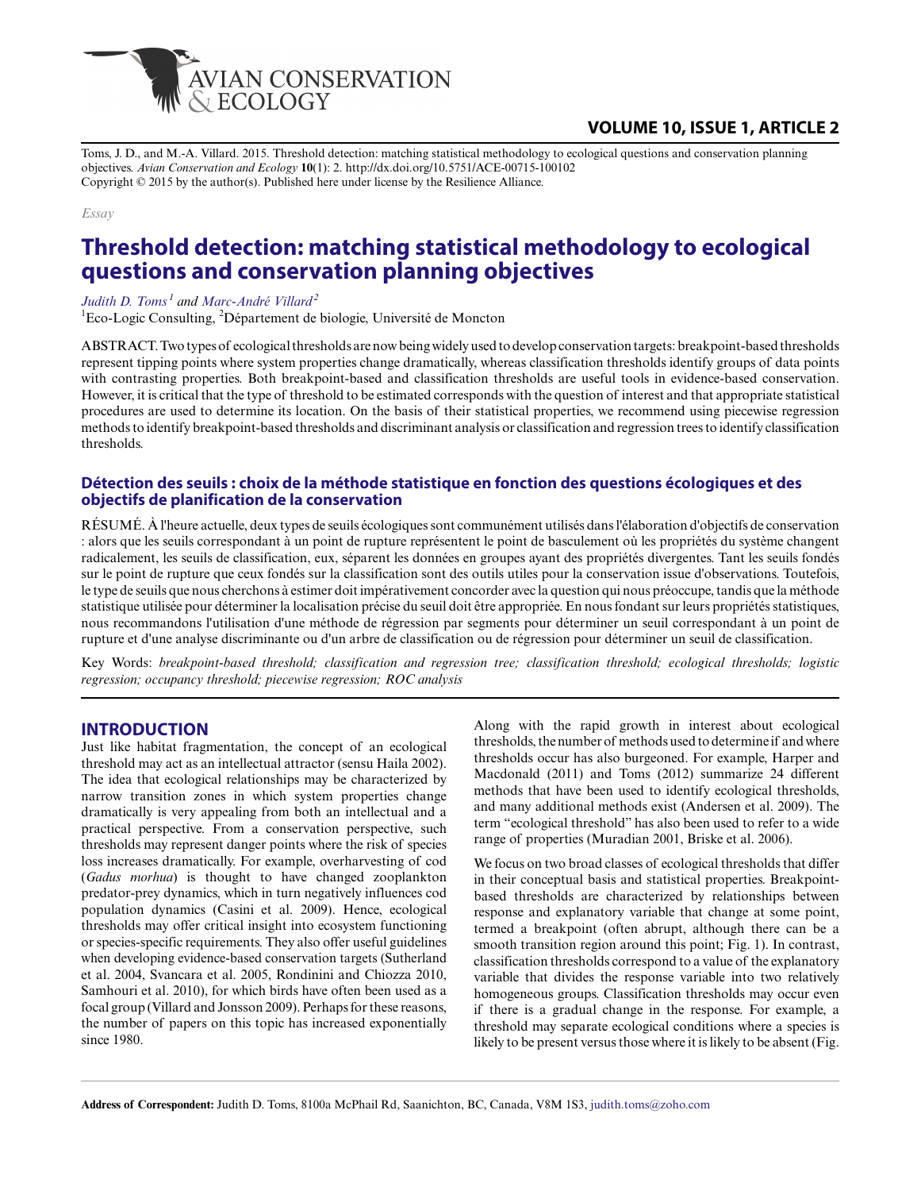Toms, J. D., and M.-A. Villard. 2015. Threshold detection: matching statistical methodology to ecological questions and conservation planning objectives. *Avian Conservation and Ecology* **10**(1): 2. http://dx.doi.org/10.5751/ACE-00715-100102
Copyright © 2015 by the author(s). Published here under license by the Resilience Alliance.

*Essay*

# Threshold detection: matching statistical methodology to ecological questions and conservation planning objectives

*Judith D. Toms*[1] *and Marc-André Villard*[2]

[1]Eco-Logic Consulting, [2]Département de biologie, Université de Moncton

ABSTRACT. Two types of ecological thresholds are now being widely used to develop conservation targets: breakpoint-based thresholds represent tipping points where system properties change dramatically, whereas classification thresholds identify groups of data points with contrasting properties. Both breakpoint-based and classification thresholds are useful tools in evidence-based conservation. However, it is critical that the type of threshold to be estimated corresponds with the question of interest and that appropriate statistical procedures are used to determine its location. On the basis of their statistical properties, we recommend using piecewise regression methods to identify breakpoint-based thresholds and discriminant analysis or classification and regression trees to identify classification thresholds.

### Détection des seuils : choix de la méthode statistique en fonction des questions écologiques et des objectifs de planification de la conservation

RÉSUMÉ. À l'heure actuelle, deux types de seuils écologiques sont communément utilisés dans l'élaboration d'objectifs de conservation : alors que les seuils correspondant à un point de rupture représentent le point de basculement où les propriétés du système changent radicalement, les seuils de classification, eux, séparent les données en groupes ayant des propriétés divergentes. Tant les seuils fondés sur le point de rupture que ceux fondés sur la classification sont des outils utiles pour la conservation issue d'observations. Toutefois, le type de seuils que nous cherchons à estimer doit impérativement concorder avec la question qui nous préoccupe, tandis que la méthode statistique utilisée pour déterminer la localisation précise du seuil doit être appropriée. En nous fondant sur leurs propriétés statistiques, nous recommandons l'utilisation d'une méthode de régression par segments pour déterminer un seuil correspondant à un point de rupture et d'une analyse discriminante ou d'un arbre de classification ou de régression pour déterminer un seuil de classification.

Key Words: *breakpoint-based threshold; classification and regression tree; classification threshold; ecological thresholds; logistic regression; occupancy threshold; piecewise regression; ROC analysis*

## INTRODUCTION

Just like habitat fragmentation, the concept of an ecological threshold may act as an intellectual attractor (sensu Haila 2002). The idea that ecological relationships may be characterized by narrow transition zones in which system properties change dramatically is very appealing from both an intellectual and a practical perspective. From a conservation perspective, such thresholds may represent danger points where the risk of species loss increases dramatically. For example, overharvesting of cod (*Gadus morhua*) is thought to have changed zooplankton predator-prey dynamics, which in turn negatively influences cod population dynamics (Casini et al. 2009). Hence, ecological thresholds may offer critical insight into ecosystem functioning or species-specific requirements. They also offer useful guidelines when developing evidence-based conservation targets (Sutherland et al. 2004, Svancara et al. 2005, Rondinini and Chiozza 2010, Samhouri et al. 2010), for which birds have often been used as a focal group (Villard and Jonsson 2009). Perhaps for these reasons, the number of papers on this topic has increased exponentially since 1980.

Along with the rapid growth in interest about ecological thresholds, the number of methods used to determine if and where thresholds occur has also burgeoned. For example, Harper and Macdonald (2011) and Toms (2012) summarize 24 different methods that have been used to identify ecological thresholds, and many additional methods exist (Andersen et al. 2009). The term "ecological threshold" has also been used to refer to a wide range of properties (Muradian 2001, Briske et al. 2006).

We focus on two broad classes of ecological thresholds that differ in their conceptual basis and statistical properties. Breakpoint-based thresholds are characterized by relationships between response and explanatory variable that change at some point, termed a breakpoint (often abrupt, although there can be a smooth transition region around this point; Fig. 1). In contrast, classification thresholds correspond to a value of the explanatory variable that divides the response variable into two relatively homogeneous groups. Classification thresholds may occur even if there is a gradual change in the response. For example, a threshold may separate ecological conditions where a species is likely to be present versus those where it is likely to be absent (Fig.

**Address of Correspondent:** Judith D. Toms, 8100a McPhail Rd, Saanichton, BC, Canada, V8M 1S3, judith.toms@zoho.com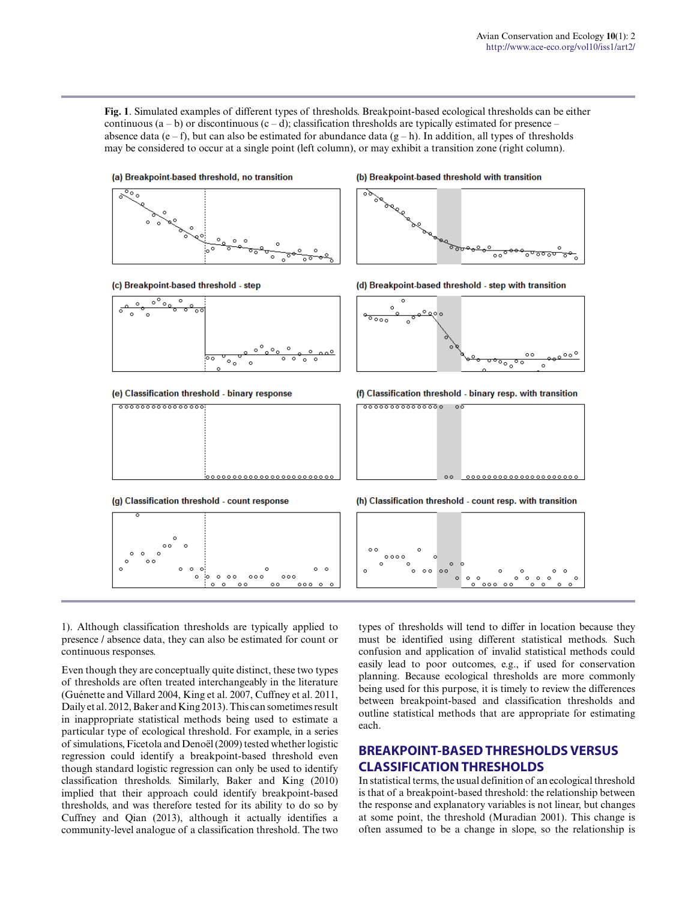**Fig. 1**. Simulated examples of different types of thresholds. Breakpoint-based ecological thresholds can be either continuous (a – b) or discontinuous (c – d); classification thresholds are typically estimated for presence – absence data (e – f), but can also be estimated for abundance data (g – h). In addition, all types of thresholds may be considered to occur at a single point (left column), or may exhibit a transition zone (right column).

1). Although classification thresholds are typically applied to presence / absence data, they can also be estimated for count or continuous responses.

Even though they are conceptually quite distinct, these two types of thresholds are often treated interchangeably in the literature (Guénette and Villard 2004, King et al. 2007, Cuffney et al. 2011, Daily et al. 2012, Baker and King 2013). This can sometimes result in inappropriate statistical methods being used to estimate a particular type of ecological threshold. For example, in a series of simulations, Ficetola and Denoël (2009) tested whether logistic regression could identify a breakpoint-based threshold even though standard logistic regression can only be used to identify classification thresholds. Similarly, Baker and King (2010) implied that their approach could identify breakpoint-based thresholds, and was therefore tested for its ability to do so by Cuffney and Qian (2013), although it actually identifies a community-level analogue of a classification threshold. The two types of thresholds will tend to differ in location because they must be identified using different statistical methods. Such confusion and application of invalid statistical methods could easily lead to poor outcomes, e.g., if used for conservation planning. Because ecological thresholds are more commonly being used for this purpose, it is timely to review the differences between breakpoint-based and classification thresholds and outline statistical methods that are appropriate for estimating each.

## BREAKPOINT-BASED THRESHOLDS VERSUS CLASSIFICATION THRESHOLDS

In statistical terms, the usual definition of an ecological threshold is that of a breakpoint-based threshold: the relationship between the response and explanatory variables is not linear, but changes at some point, the threshold (Muradian 2001). This change is often assumed to be a change in slope, so the relationship is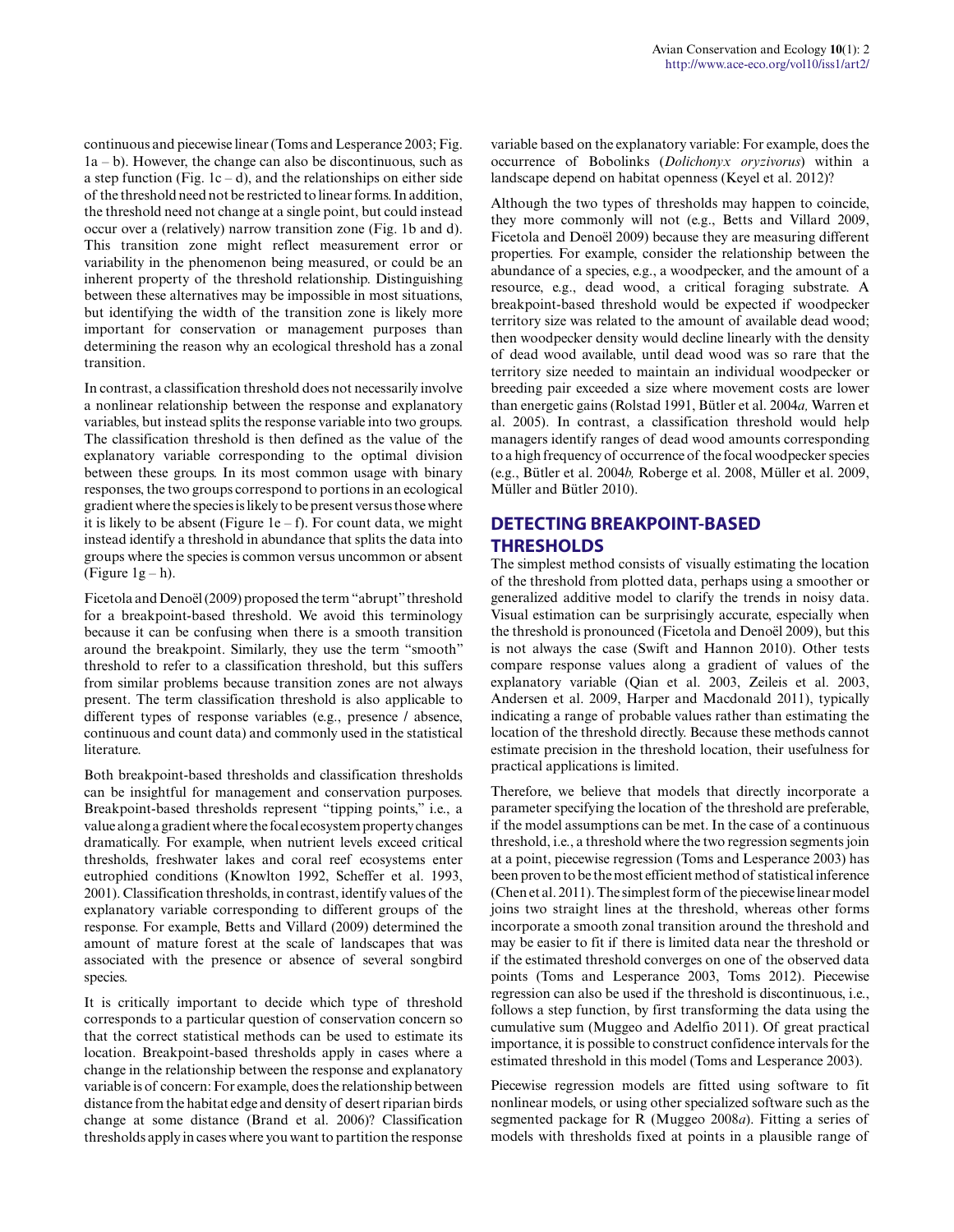continuous and piecewise linear (Toms and Lesperance 2003; Fig. 1a – b). However, the change can also be discontinuous, such as a step function (Fig. 1c – d), and the relationships on either side of the threshold need not be restricted to linear forms. In addition, the threshold need not change at a single point, but could instead occur over a (relatively) narrow transition zone (Fig. 1b and d). This transition zone might reflect measurement error or variability in the phenomenon being measured, or could be an inherent property of the threshold relationship. Distinguishing between these alternatives may be impossible in most situations, but identifying the width of the transition zone is likely more important for conservation or management purposes than determining the reason why an ecological threshold has a zonal transition.

In contrast, a classification threshold does not necessarily involve a nonlinear relationship between the response and explanatory variables, but instead splits the response variable into two groups. The classification threshold is then defined as the value of the explanatory variable corresponding to the optimal division between these groups. In its most common usage with binary responses, the two groups correspond to portions in an ecological gradient where the species is likely to be present versus those where it is likely to be absent (Figure 1e – f). For count data, we might instead identify a threshold in abundance that splits the data into groups where the species is common versus uncommon or absent (Figure 1g – h).

Ficetola and Denoël (2009) proposed the term "abrupt" threshold for a breakpoint-based threshold. We avoid this terminology because it can be confusing when there is a smooth transition around the breakpoint. Similarly, they use the term "smooth" threshold to refer to a classification threshold, but this suffers from similar problems because transition zones are not always present. The term classification threshold is also applicable to different types of response variables (e.g., presence / absence, continuous and count data) and commonly used in the statistical literature.

Both breakpoint-based thresholds and classification thresholds can be insightful for management and conservation purposes. Breakpoint-based thresholds represent "tipping points," i.e., a value along a gradient where the focal ecosystem property changes dramatically. For example, when nutrient levels exceed critical thresholds, freshwater lakes and coral reef ecosystems enter eutrophied conditions (Knowlton 1992, Scheffer et al. 1993, 2001). Classification thresholds, in contrast, identify values of the explanatory variable corresponding to different groups of the response. For example, Betts and Villard (2009) determined the amount of mature forest at the scale of landscapes that was associated with the presence or absence of several songbird species.

It is critically important to decide which type of threshold corresponds to a particular question of conservation concern so that the correct statistical methods can be used to estimate its location. Breakpoint-based thresholds apply in cases where a change in the relationship between the response and explanatory variable is of concern: For example, does the relationship between distance from the habitat edge and density of desert riparian birds change at some distance (Brand et al. 2006)? Classification thresholds apply in cases where you want to partition the response variable based on the explanatory variable: For example, does the occurrence of Bobolinks (*Dolichonyx oryzivorus*) within a landscape depend on habitat openness (Keyel et al. 2012)?

Although the two types of thresholds may happen to coincide, they more commonly will not (e.g., Betts and Villard 2009, Ficetola and Denoël 2009) because they are measuring different properties. For example, consider the relationship between the abundance of a species, e.g., a woodpecker, and the amount of a resource, e.g., dead wood, a critical foraging substrate. A breakpoint-based threshold would be expected if woodpecker territory size was related to the amount of available dead wood; then woodpecker density would decline linearly with the density of dead wood available, until dead wood was so rare that the territory size needed to maintain an individual woodpecker or breeding pair exceeded a size where movement costs are lower than energetic gains (Rolstad 1991, Bütler et al. 2004*a,* Warren et al. 2005). In contrast, a classification threshold would help managers identify ranges of dead wood amounts corresponding to a high frequency of occurrence of the focal woodpecker species (e.g., Bütler et al. 2004*b,* Roberge et al. 2008, Müller et al. 2009, Müller and Bütler 2010).

## DETECTING BREAKPOINT-BASED THRESHOLDS

The simplest method consists of visually estimating the location of the threshold from plotted data, perhaps using a smoother or generalized additive model to clarify the trends in noisy data. Visual estimation can be surprisingly accurate, especially when the threshold is pronounced (Ficetola and Denoël 2009), but this is not always the case (Swift and Hannon 2010). Other tests compare response values along a gradient of values of the explanatory variable (Qian et al. 2003, Zeileis et al. 2003, Andersen et al. 2009, Harper and Macdonald 2011), typically indicating a range of probable values rather than estimating the location of the threshold directly. Because these methods cannot estimate precision in the threshold location, their usefulness for practical applications is limited.

Therefore, we believe that models that directly incorporate a parameter specifying the location of the threshold are preferable, if the model assumptions can be met. In the case of a continuous threshold, i.e., a threshold where the two regression segments join at a point, piecewise regression (Toms and Lesperance 2003) has been proven to be the most efficient method of statistical inference (Chen et al. 2011). The simplest form of the piecewise linear model joins two straight lines at the threshold, whereas other forms incorporate a smooth zonal transition around the threshold and may be easier to fit if there is limited data near the threshold or if the estimated threshold converges on one of the observed data points (Toms and Lesperance 2003, Toms 2012). Piecewise regression can also be used if the threshold is discontinuous, i.e., follows a step function, by first transforming the data using the cumulative sum (Muggeo and Adelfio 2011). Of great practical importance, it is possible to construct confidence intervals for the estimated threshold in this model (Toms and Lesperance 2003).

Piecewise regression models are fitted using software to fit nonlinear models, or using other specialized software such as the segmented package for R (Muggeo 2008*a*). Fitting a series of models with thresholds fixed at points in a plausible range of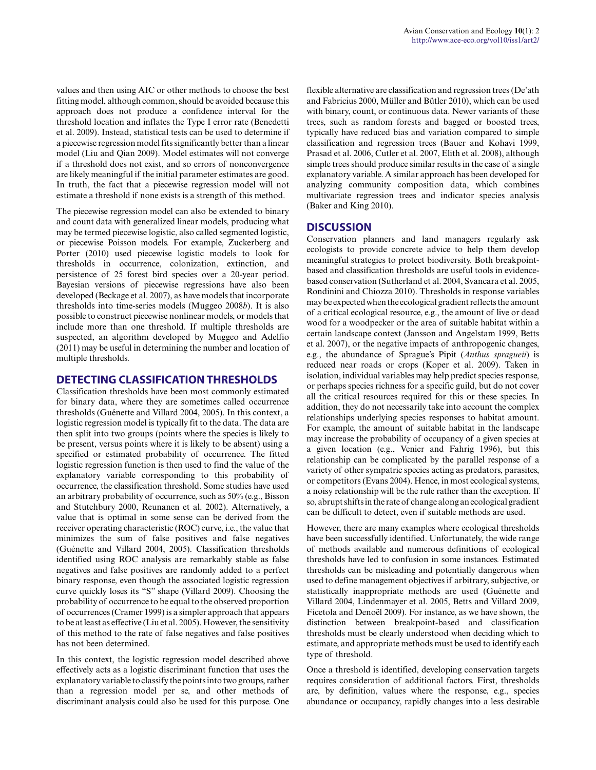values and then using AIC or other methods to choose the best fitting model, although common, should be avoided because this approach does not produce a confidence interval for the threshold location and inflates the Type I error rate (Benedetti et al. 2009). Instead, statistical tests can be used to determine if a piecewise regression model fits significantly better than a linear model (Liu and Qian 2009). Model estimates will not converge if a threshold does not exist, and so errors of nonconvergence are likely meaningful if the initial parameter estimates are good. In truth, the fact that a piecewise regression model will not estimate a threshold if none exists is a strength of this method.

The piecewise regression model can also be extended to binary and count data with generalized linear models, producing what may be termed piecewise logistic, also called segmented logistic, or piecewise Poisson models. For example, Zuckerberg and Porter (2010) used piecewise logistic models to look for thresholds in occurrence, colonization, extinction, and persistence of 25 forest bird species over a 20-year period. Bayesian versions of piecewise regressions have also been developed (Beckage et al. 2007), as have models that incorporate thresholds into time-series models (Muggeo 2008*b*). It is also possible to construct piecewise nonlinear models, or models that include more than one threshold. If multiple thresholds are suspected, an algorithm developed by Muggeo and Adelfio (2011) may be useful in determining the number and location of multiple thresholds.

## DETECTING CLASSIFICATION THRESHOLDS

Classification thresholds have been most commonly estimated for binary data, where they are sometimes called occurrence thresholds (Guénette and Villard 2004, 2005). In this context, a logistic regression model is typically fit to the data. The data are then split into two groups (points where the species is likely to be present, versus points where it is likely to be absent) using a specified or estimated probability of occurrence. The fitted logistic regression function is then used to find the value of the explanatory variable corresponding to this probability of occurrence, the classification threshold. Some studies have used an arbitrary probability of occurrence, such as 50% (e.g., Bisson and Stutchbury 2000, Reunanen et al. 2002). Alternatively, a value that is optimal in some sense can be derived from the receiver operating characteristic (ROC) curve, i.e., the value that minimizes the sum of false positives and false negatives (Guénette and Villard 2004, 2005). Classification thresholds identified using ROC analysis are remarkably stable as false negatives and false positives are randomly added to a perfect binary response, even though the associated logistic regression curve quickly loses its "S" shape (Villard 2009). Choosing the probability of occurrence to be equal to the observed proportion of occurrences (Cramer 1999) is a simpler approach that appears to be at least as effective (Liu et al. 2005). However, the sensitivity of this method to the rate of false negatives and false positives has not been determined.

In this context, the logistic regression model described above effectively acts as a logistic discriminant function that uses the explanatory variable to classify the points into two groups, rather than a regression model per se, and other methods of discriminant analysis could also be used for this purpose. One flexible alternative are classification and regression trees (De'ath and Fabricius 2000, Müller and Bütler 2010), which can be used with binary, count, or continuous data. Newer variants of these trees, such as random forests and bagged or boosted trees, typically have reduced bias and variation compared to simple classification and regression trees (Bauer and Kohavi 1999, Prasad et al. 2006, Cutler et al. 2007, Elith et al. 2008), although simple trees should produce similar results in the case of a single explanatory variable. A similar approach has been developed for analyzing community composition data, which combines multivariate regression trees and indicator species analysis (Baker and King 2010).

## DISCUSSION

Conservation planners and land managers regularly ask ecologists to provide concrete advice to help them develop meaningful strategies to protect biodiversity. Both breakpoint-based and classification thresholds are useful tools in evidence-based conservation (Sutherland et al. 2004, Svancara et al. 2005, Rondinini and Chiozza 2010). Thresholds in response variables may be expected when the ecological gradient reflects the amount of a critical ecological resource, e.g., the amount of live or dead wood for a woodpecker or the area of suitable habitat within a certain landscape context (Jansson and Angelstam 1999, Betts et al. 2007), or the negative impacts of anthropogenic changes, e.g., the abundance of Sprague's Pipit (*Anthus spragueii*) is reduced near roads or crops (Koper et al. 2009). Taken in isolation, individual variables may help predict species response, or perhaps species richness for a specific guild, but do not cover all the critical resources required for this or these species. In addition, they do not necessarily take into account the complex relationships underlying species responses to habitat amount. For example, the amount of suitable habitat in the landscape may increase the probability of occupancy of a given species at a given location (e.g., Venier and Fahrig 1996), but this relationship can be complicated by the parallel response of a variety of other sympatric species acting as predators, parasites, or competitors (Evans 2004). Hence, in most ecological systems, a noisy relationship will be the rule rather than the exception. If so, abrupt shifts in the rate of change along an ecological gradient can be difficult to detect, even if suitable methods are used.

However, there are many examples where ecological thresholds have been successfully identified. Unfortunately, the wide range of methods available and numerous definitions of ecological thresholds have led to confusion in some instances. Estimated thresholds can be misleading and potentially dangerous when used to define management objectives if arbitrary, subjective, or statistically inappropriate methods are used (Guénette and Villard 2004, Lindenmayer et al. 2005, Betts and Villard 2009, Ficetola and Denoël 2009). For instance, as we have shown, the distinction between breakpoint-based and classification thresholds must be clearly understood when deciding which to estimate, and appropriate methods must be used to identify each type of threshold.

Once a threshold is identified, developing conservation targets requires consideration of additional factors. First, thresholds are, by definition, values where the response, e.g., species abundance or occupancy, rapidly changes into a less desirable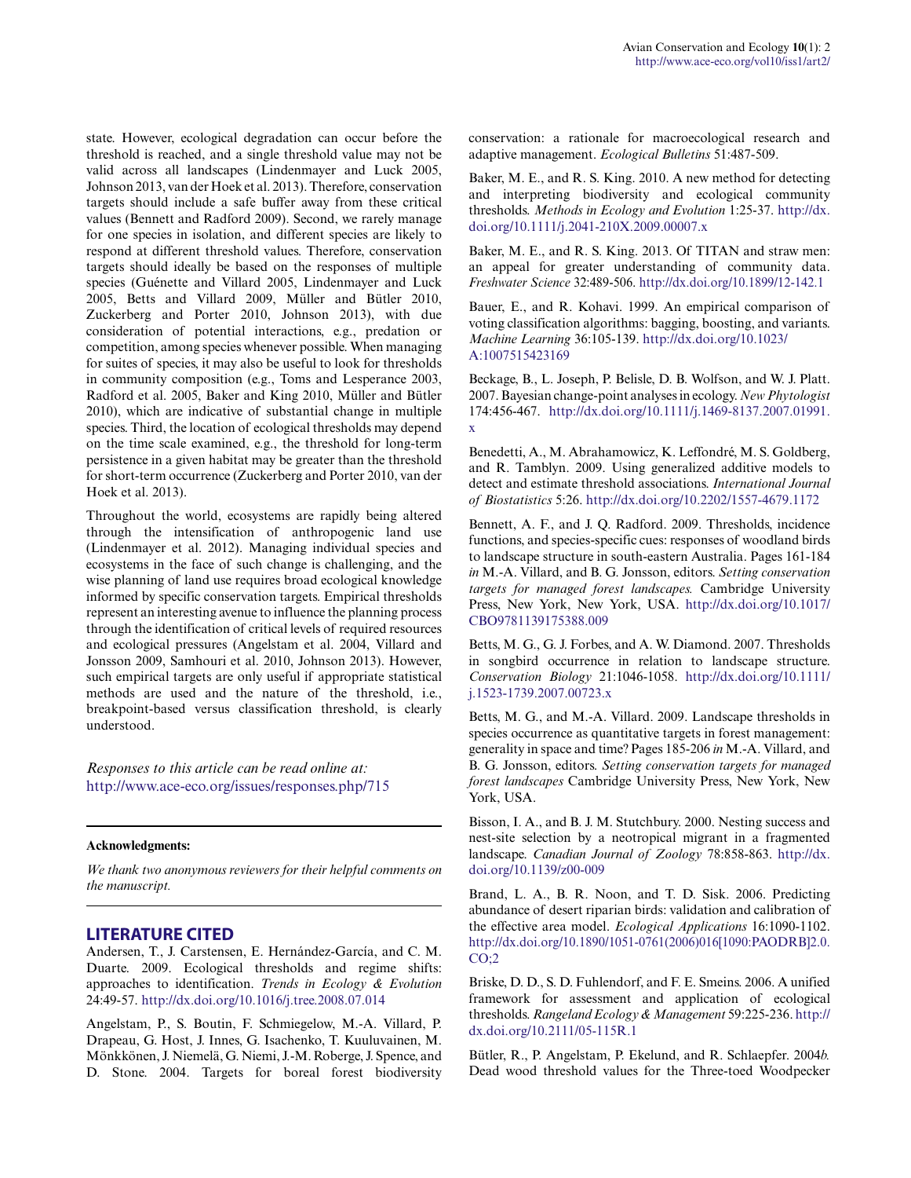state. However, ecological degradation can occur before the threshold is reached, and a single threshold value may not be valid across all landscapes (Lindenmayer and Luck 2005, Johnson 2013, van der Hoek et al. 2013). Therefore, conservation targets should include a safe buffer away from these critical values (Bennett and Radford 2009). Second, we rarely manage for one species in isolation, and different species are likely to respond at different threshold values. Therefore, conservation targets should ideally be based on the responses of multiple species (Guénette and Villard 2005, Lindenmayer and Luck 2005, Betts and Villard 2009, Müller and Bütler 2010, Zuckerberg and Porter 2010, Johnson 2013), with due consideration of potential interactions, e.g., predation or competition, among species whenever possible. When managing for suites of species, it may also be useful to look for thresholds in community composition (e.g., Toms and Lesperance 2003, Radford et al. 2005, Baker and King 2010, Müller and Bütler 2010), which are indicative of substantial change in multiple species. Third, the location of ecological thresholds may depend on the time scale examined, e.g., the threshold for long-term persistence in a given habitat may be greater than the threshold for short-term occurrence (Zuckerberg and Porter 2010, van der Hoek et al. 2013).

Throughout the world, ecosystems are rapidly being altered through the intensification of anthropogenic land use (Lindenmayer et al. 2012). Managing individual species and ecosystems in the face of such change is challenging, and the wise planning of land use requires broad ecological knowledge informed by specific conservation targets. Empirical thresholds represent an interesting avenue to influence the planning process through the identification of critical levels of required resources and ecological pressures (Angelstam et al. 2004, Villard and Jonsson 2009, Samhouri et al. 2010, Johnson 2013). However, such empirical targets are only useful if appropriate statistical methods are used and the nature of the threshold, i.e., breakpoint-based versus classification threshold, is clearly understood.

*Responses to this article can be read online at:*
http://www.ace-eco.org/issues/responses.php/715

---

**Acknowledgments:**

*We thank two anonymous reviewers for their helpful comments on the manuscript.*

---

## LITERATURE CITED

Andersen, T., J. Carstensen, E. Hernández-García, and C. M. Duarte. 2009. Ecological thresholds and regime shifts: approaches to identification. *Trends in Ecology & Evolution* 24:49-57. http://dx.doi.org/10.1016/j.tree.2008.07.014

Angelstam, P., S. Boutin, F. Schmiegelow, M.-A. Villard, P. Drapeau, G. Host, J. Innes, G. Isachenko, T. Kuuluvainen, M. Mönkkönen, J. Niemelä, G. Niemi, J.-M. Roberge, J. Spence, and D. Stone. 2004. Targets for boreal forest biodiversity conservation: a rationale for macroecological research and adaptive management. *Ecological Bulletins* 51:487-509.

Baker, M. E., and R. S. King. 2010. A new method for detecting and interpreting biodiversity and ecological community thresholds. *Methods in Ecology and Evolution* 1:25-37. http://dx.doi.org/10.1111/j.2041-210X.2009.00007.x

Baker, M. E., and R. S. King. 2013. Of TITAN and straw men: an appeal for greater understanding of community data. *Freshwater Science* 32:489-506. http://dx.doi.org/10.1899/12-142.1

Bauer, E., and R. Kohavi. 1999. An empirical comparison of voting classification algorithms: bagging, boosting, and variants. *Machine Learning* 36:105-139. http://dx.doi.org/10.1023/A:1007515423169

Beckage, B., L. Joseph, P. Belisle, D. B. Wolfson, and W. J. Platt. 2007. Bayesian change-point analyses in ecology. *New Phytologist* 174:456-467. http://dx.doi.org/10.1111/j.1469-8137.2007.01991.x

Benedetti, A., M. Abrahamowicz, K. Leffondré, M. S. Goldberg, and R. Tamblyn. 2009. Using generalized additive models to detect and estimate threshold associations. *International Journal of Biostatistics* 5:26. http://dx.doi.org/10.2202/1557-4679.1172

Bennett, A. F., and J. Q. Radford. 2009. Thresholds, incidence functions, and species-specific cues: responses of woodland birds to landscape structure in south-eastern Australia. Pages 161-184 *in* M.-A. Villard, and B. G. Jonsson, editors. *Setting conservation targets for managed forest landscapes.* Cambridge University Press, New York, New York, USA. http://dx.doi.org/10.1017/CBO9781139175388.009

Betts, M. G., G. J. Forbes, and A. W. Diamond. 2007. Thresholds in songbird occurrence in relation to landscape structure. *Conservation Biology* 21:1046-1058. http://dx.doi.org/10.1111/j.1523-1739.2007.00723.x

Betts, M. G., and M.-A. Villard. 2009. Landscape thresholds in species occurrence as quantitative targets in forest management: generality in space and time? Pages 185-206 *in* M.-A. Villard, and B. G. Jonsson, editors. *Setting conservation targets for managed forest landscapes* Cambridge University Press, New York, New York, USA.

Bisson, I. A., and B. J. M. Stutchbury. 2000. Nesting success and nest-site selection by a neotropical migrant in a fragmented landscape. *Canadian Journal of Zoology* 78:858-863. http://dx.doi.org/10.1139/z00-009

Brand, L. A., B. R. Noon, and T. D. Sisk. 2006. Predicting abundance of desert riparian birds: validation and calibration of the effective area model. *Ecological Applications* 16:1090-1102. http://dx.doi.org/10.1890/1051-0761(2006)016[1090:PAODRB]2.0.CO;2

Briske, D. D., S. D. Fuhlendorf, and F. E. Smeins. 2006. A unified framework for assessment and application of ecological thresholds. *Rangeland Ecology & Management* 59:225-236. http://dx.doi.org/10.2111/05-115R.1

Bütler, R., P. Angelstam, P. Ekelund, and R. Schlaepfer. 2004*b*. Dead wood threshold values for the Three-toed Woodpecker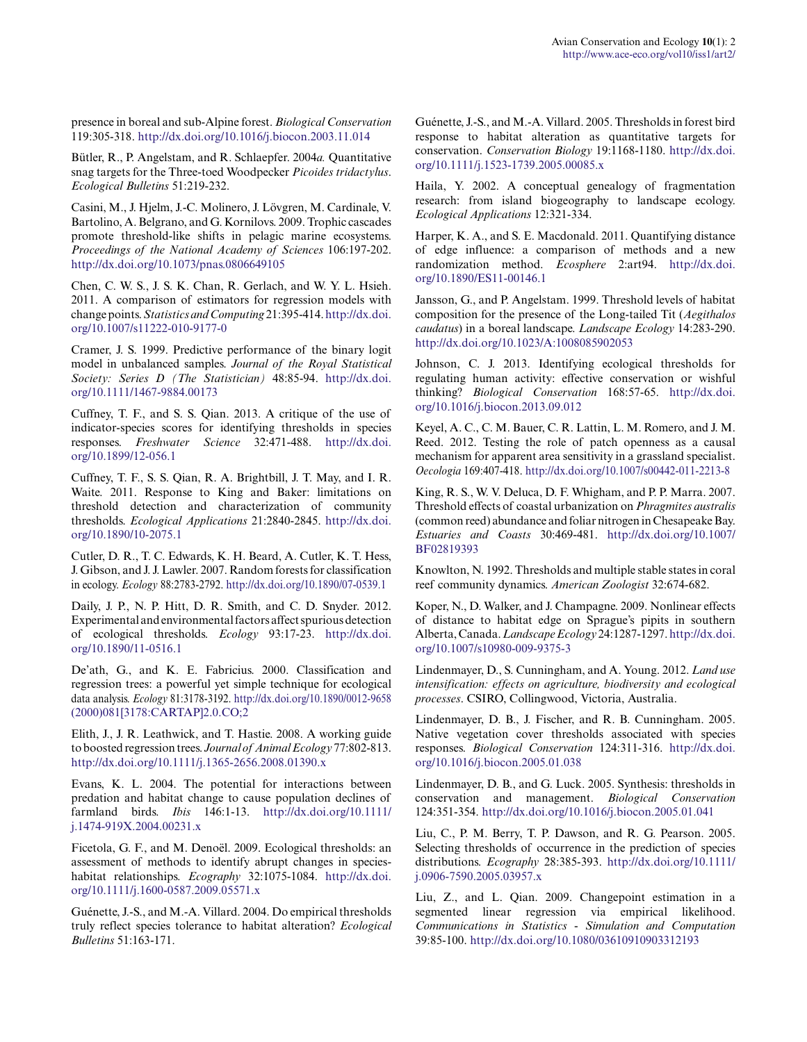presence in boreal and sub-Alpine forest. *Biological Conservation* 119:305-318. http://dx.doi.org/10.1016/j.biocon.2003.11.014

Bütler, R., P. Angelstam, and R. Schlaepfer. 2004*a.* Quantitative snag targets for the Three-toed Woodpecker *Picoides tridactylus*. *Ecological Bulletins* 51:219-232.

Casini, M., J. Hjelm, J.-C. Molinero, J. Lövgren, M. Cardinale, V. Bartolino, A. Belgrano, and G. Kornilovs. 2009. Trophic cascades promote threshold-like shifts in pelagic marine ecosystems. *Proceedings of the National Academy of Sciences* 106:197-202. http://dx.doi.org/10.1073/pnas.0806649105

Chen, C. W. S., J. S. K. Chan, R. Gerlach, and W. Y. L. Hsieh. 2011. A comparison of estimators for regression models with change points. *Statistics and Computing* 21:395-414. http://dx.doi.org/10.1007/s11222-010-9177-0

Cramer, J. S. 1999. Predictive performance of the binary logit model in unbalanced samples. *Journal of the Royal Statistical Society: Series D (The Statistician)* 48:85-94. http://dx.doi.org/10.1111/1467-9884.00173

Cuffney, T. F., and S. S. Qian. 2013. A critique of the use of indicator-species scores for identifying thresholds in species responses. *Freshwater Science* 32:471-488. http://dx.doi.org/10.1899/12-056.1

Cuffney, T. F., S. S. Qian, R. A. Brightbill, J. T. May, and I. R. Waite. 2011. Response to King and Baker: limitations on threshold detection and characterization of community thresholds. *Ecological Applications* 21:2840-2845. http://dx.doi.org/10.1890/10-2075.1

Cutler, D. R., T. C. Edwards, K. H. Beard, A. Cutler, K. T. Hess, J. Gibson, and J. J. Lawler. 2007. Random forests for classification in ecology. *Ecology* 88:2783-2792. http://dx.doi.org/10.1890/07-0539.1

Daily, J. P., N. P. Hitt, D. R. Smith, and C. D. Snyder. 2012. Experimental and environmental factors affect spurious detection of ecological thresholds. *Ecology* 93:17-23. http://dx.doi.org/10.1890/11-0516.1

De'ath, G., and K. E. Fabricius. 2000. Classification and regression trees: a powerful yet simple technique for ecological data analysis. *Ecology* 81:3178-3192. http://dx.doi.org/10.1890/0012-9658(2000)081[3178:CARTAP]2.0.CO;2

Elith, J., J. R. Leathwick, and T. Hastie. 2008. A working guide to boosted regression trees. *Journal of Animal Ecology* 77:802-813. http://dx.doi.org/10.1111/j.1365-2656.2008.01390.x

Evans, K. L. 2004. The potential for interactions between predation and habitat change to cause population declines of farmland birds. *Ibis* 146:1-13. http://dx.doi.org/10.1111/j.1474-919X.2004.00231.x

Ficetola, G. F., and M. Denoël. 2009. Ecological thresholds: an assessment of methods to identify abrupt changes in species-habitat relationships. *Ecography* 32:1075-1084. http://dx.doi.org/10.1111/j.1600-0587.2009.05571.x

Guénette, J.-S., and M.-A. Villard. 2004. Do empirical thresholds truly reflect species tolerance to habitat alteration? *Ecological Bulletins* 51:163-171.

Guénette, J.-S., and M.-A. Villard. 2005. Thresholds in forest bird response to habitat alteration as quantitative targets for conservation. *Conservation Biology* 19:1168-1180. http://dx.doi.org/10.1111/j.1523-1739.2005.00085.x

Haila, Y. 2002. A conceptual genealogy of fragmentation research: from island biogeography to landscape ecology. *Ecological Applications* 12:321-334.

Harper, K. A., and S. E. Macdonald. 2011. Quantifying distance of edge influence: a comparison of methods and a new randomization method. *Ecosphere* 2:art94. http://dx.doi.org/10.1890/ES11-00146.1

Jansson, G., and P. Angelstam. 1999. Threshold levels of habitat composition for the presence of the Long-tailed Tit (*Aegithalos caudatus*) in a boreal landscape. *Landscape Ecology* 14:283-290. http://dx.doi.org/10.1023/A:1008085902053

Johnson, C. J. 2013. Identifying ecological thresholds for regulating human activity: effective conservation or wishful thinking? *Biological Conservation* 168:57-65. http://dx.doi.org/10.1016/j.biocon.2013.09.012

Keyel, A. C., C. M. Bauer, C. R. Lattin, L. M. Romero, and J. M. Reed. 2012. Testing the role of patch openness as a causal mechanism for apparent area sensitivity in a grassland specialist. *Oecologia* 169:407-418. http://dx.doi.org/10.1007/s00442-011-2213-8

King, R. S., W. V. Deluca, D. F. Whigham, and P. P. Marra. 2007. Threshold effects of coastal urbanization on *Phragmites australis* (common reed) abundance and foliar nitrogen in Chesapeake Bay. *Estuaries and Coasts* 30:469-481. http://dx.doi.org/10.1007/BF02819393

Knowlton, N. 1992. Thresholds and multiple stable states in coral reef community dynamics. *American Zoologist* 32:674-682.

Koper, N., D. Walker, and J. Champagne. 2009. Nonlinear effects of distance to habitat edge on Sprague's pipits in southern Alberta, Canada. *Landscape Ecology* 24:1287-1297. http://dx.doi.org/10.1007/s10980-009-9375-3

Lindenmayer, D., S. Cunningham, and A. Young. 2012. *Land use intensification: effects on agriculture, biodiversity and ecological processes*. CSIRO, Collingwood, Victoria, Australia.

Lindenmayer, D. B., J. Fischer, and R. B. Cunningham. 2005. Native vegetation cover thresholds associated with species responses. *Biological Conservation* 124:311-316. http://dx.doi.org/10.1016/j.biocon.2005.01.038

Lindenmayer, D. B., and G. Luck. 2005. Synthesis: thresholds in conservation and management. *Biological Conservation* 124:351-354. http://dx.doi.org/10.1016/j.biocon.2005.01.041

Liu, C., P. M. Berry, T. P. Dawson, and R. G. Pearson. 2005. Selecting thresholds of occurrence in the prediction of species distributions. *Ecography* 28:385-393. http://dx.doi.org/10.1111/j.0906-7590.2005.03957.x

Liu, Z., and L. Qian. 2009. Changepoint estimation in a segmented linear regression via empirical likelihood. *Communications in Statistics - Simulation and Computation* 39:85-100. http://dx.doi.org/10.1080/03610910903312193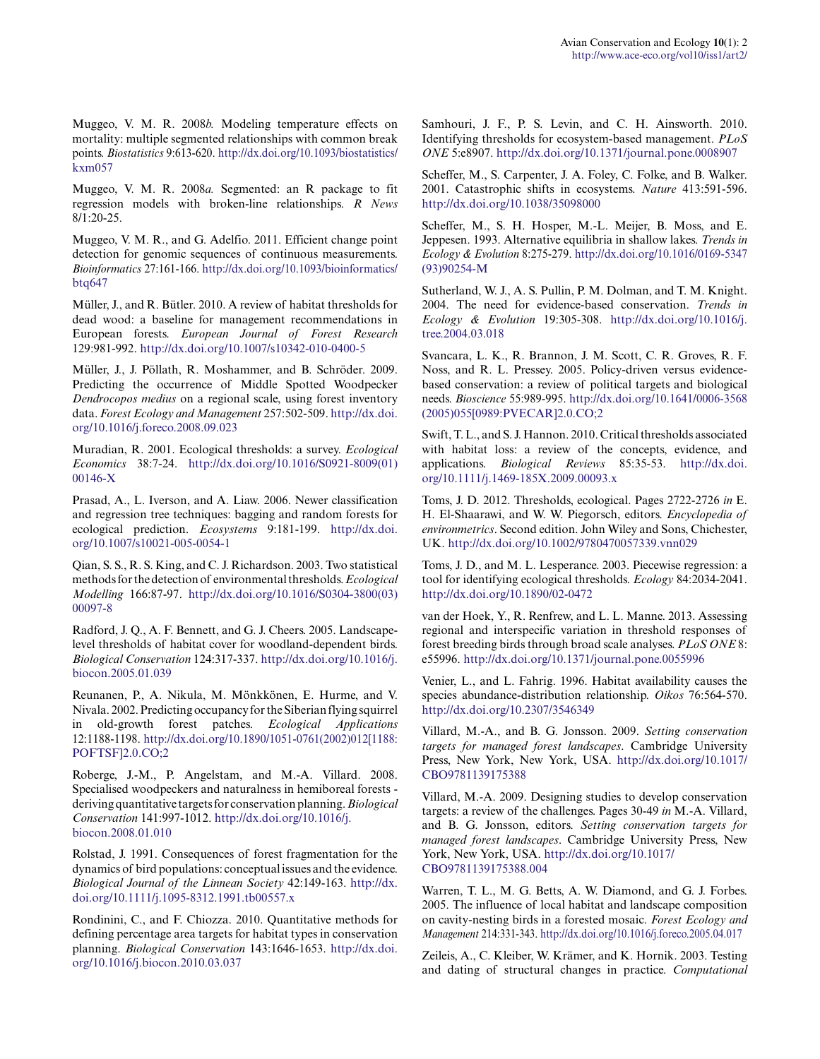Muggeo, V. M. R. 2008*b.* Modeling temperature effects on mortality: multiple segmented relationships with common break points. *Biostatistics* 9:613-620. http://dx.doi.org/10.1093/biostatistics/kxm057

Muggeo, V. M. R. 2008*a.* Segmented: an R package to fit regression models with broken-line relationships. *R News* 8/1:20-25.

Muggeo, V. M. R., and G. Adelfio. 2011. Efficient change point detection for genomic sequences of continuous measurements. *Bioinformatics* 27:161-166. http://dx.doi.org/10.1093/bioinformatics/btq647

Müller, J., and R. Bütler. 2010. A review of habitat thresholds for dead wood: a baseline for management recommendations in European forests. *European Journal of Forest Research* 129:981-992. http://dx.doi.org/10.1007/s10342-010-0400-5

Müller, J., J. Pöllath, R. Moshammer, and B. Schröder. 2009. Predicting the occurrence of Middle Spotted Woodpecker *Dendrocopos medius* on a regional scale, using forest inventory data. *Forest Ecology and Management* 257:502-509. http://dx.doi.org/10.1016/j.foreco.2008.09.023

Muradian, R. 2001. Ecological thresholds: a survey. *Ecological Economics* 38:7-24. http://dx.doi.org/10.1016/S0921-8009(01)00146-X

Prasad, A., L. Iverson, and A. Liaw. 2006. Newer classification and regression tree techniques: bagging and random forests for ecological prediction. *Ecosystems* 9:181-199. http://dx.doi.org/10.1007/s10021-005-0054-1

Qian, S. S., R. S. King, and C. J. Richardson. 2003. Two statistical methods for the detection of environmental thresholds. *Ecological Modelling* 166:87-97. http://dx.doi.org/10.1016/S0304-3800(03)00097-8

Radford, J. Q., A. F. Bennett, and G. J. Cheers. 2005. Landscape-level thresholds of habitat cover for woodland-dependent birds. *Biological Conservation* 124:317-337. http://dx.doi.org/10.1016/j.biocon.2005.01.039

Reunanen, P., A. Nikula, M. Mönkkönen, E. Hurme, and V. Nivala. 2002. Predicting occupancy for the Siberian flying squirrel in old-growth forest patches. *Ecological Applications* 12:1188-1198. http://dx.doi.org/10.1890/1051-0761(2002)012[1188:POFTSF]2.0.CO;2

Roberge, J.-M., P. Angelstam, and M.-A. Villard. 2008. Specialised woodpeckers and naturalness in hemiboreal forests - deriving quantitative targets for conservation planning. *Biological Conservation* 141:997-1012. http://dx.doi.org/10.1016/j.biocon.2008.01.010

Rolstad, J. 1991. Consequences of forest fragmentation for the dynamics of bird populations: conceptual issues and the evidence. *Biological Journal of the Linnean Society* 42:149-163. http://dx.doi.org/10.1111/j.1095-8312.1991.tb00557.x

Rondinini, C., and F. Chiozza. 2010. Quantitative methods for defining percentage area targets for habitat types in conservation planning. *Biological Conservation* 143:1646-1653. http://dx.doi.org/10.1016/j.biocon.2010.03.037

Samhouri, J. F., P. S. Levin, and C. H. Ainsworth. 2010. Identifying thresholds for ecosystem-based management. *PLoS ONE* 5:e8907. http://dx.doi.org/10.1371/journal.pone.0008907

Scheffer, M., S. Carpenter, J. A. Foley, C. Folke, and B. Walker. 2001. Catastrophic shifts in ecosystems. *Nature* 413:591-596. http://dx.doi.org/10.1038/35098000

Scheffer, M., S. H. Hosper, M.-L. Meijer, B. Moss, and E. Jeppesen. 1993. Alternative equilibria in shallow lakes. *Trends in Ecology & Evolution* 8:275-279. http://dx.doi.org/10.1016/0169-5347(93)90254-M

Sutherland, W. J., A. S. Pullin, P. M. Dolman, and T. M. Knight. 2004. The need for evidence-based conservation. *Trends in Ecology & Evolution* 19:305-308. http://dx.doi.org/10.1016/j.tree.2004.03.018

Svancara, L. K., R. Brannon, J. M. Scott, C. R. Groves, R. F. Noss, and R. L. Pressey. 2005. Policy-driven versus evidence-based conservation: a review of political targets and biological needs. *Bioscience* 55:989-995. http://dx.doi.org/10.1641/0006-3568(2005)055[0989:PVECAR]2.0.CO;2

Swift, T. L., and S. J. Hannon. 2010. Critical thresholds associated with habitat loss: a review of the concepts, evidence, and applications. *Biological Reviews* 85:35-53. http://dx.doi.org/10.1111/j.1469-185X.2009.00093.x

Toms, J. D. 2012. Thresholds, ecological. Pages 2722-2726 *in* E. H. El-Shaarawi, and W. W. Piegorsch, editors. *Encyclopedia of environmetrics*. Second edition. John Wiley and Sons, Chichester, UK. http://dx.doi.org/10.1002/9780470057339.vnn029

Toms, J. D., and M. L. Lesperance. 2003. Piecewise regression: a tool for identifying ecological thresholds. *Ecology* 84:2034-2041. http://dx.doi.org/10.1890/02-0472

van der Hoek, Y., R. Renfrew, and L. L. Manne. 2013. Assessing regional and interspecific variation in threshold responses of forest breeding birds through broad scale analyses. *PLoS ONE* 8: e55996. http://dx.doi.org/10.1371/journal.pone.0055996

Venier, L., and L. Fahrig. 1996. Habitat availability causes the species abundance-distribution relationship. *Oikos* 76:564-570. http://dx.doi.org/10.2307/3546349

Villard, M.-A., and B. G. Jonsson. 2009. *Setting conservation targets for managed forest landscapes*. Cambridge University Press, New York, New York, USA. http://dx.doi.org/10.1017/CBO9781139175388

Villard, M.-A. 2009. Designing studies to develop conservation targets: a review of the challenges. Pages 30-49 *in* M.-A. Villard, and B. G. Jonsson, editors. *Setting conservation targets for managed forest landscapes*. Cambridge University Press, New York, New York, USA. http://dx.doi.org/10.1017/CBO9781139175388.004

Warren, T. L., M. G. Betts, A. W. Diamond, and G. J. Forbes. 2005. The influence of local habitat and landscape composition on cavity-nesting birds in a forested mosaic. *Forest Ecology and Management* 214:331-343. http://dx.doi.org/10.1016/j.foreco.2005.04.017

Zeileis, A., C. Kleiber, W. Krämer, and K. Hornik. 2003. Testing and dating of structural changes in practice. *Computational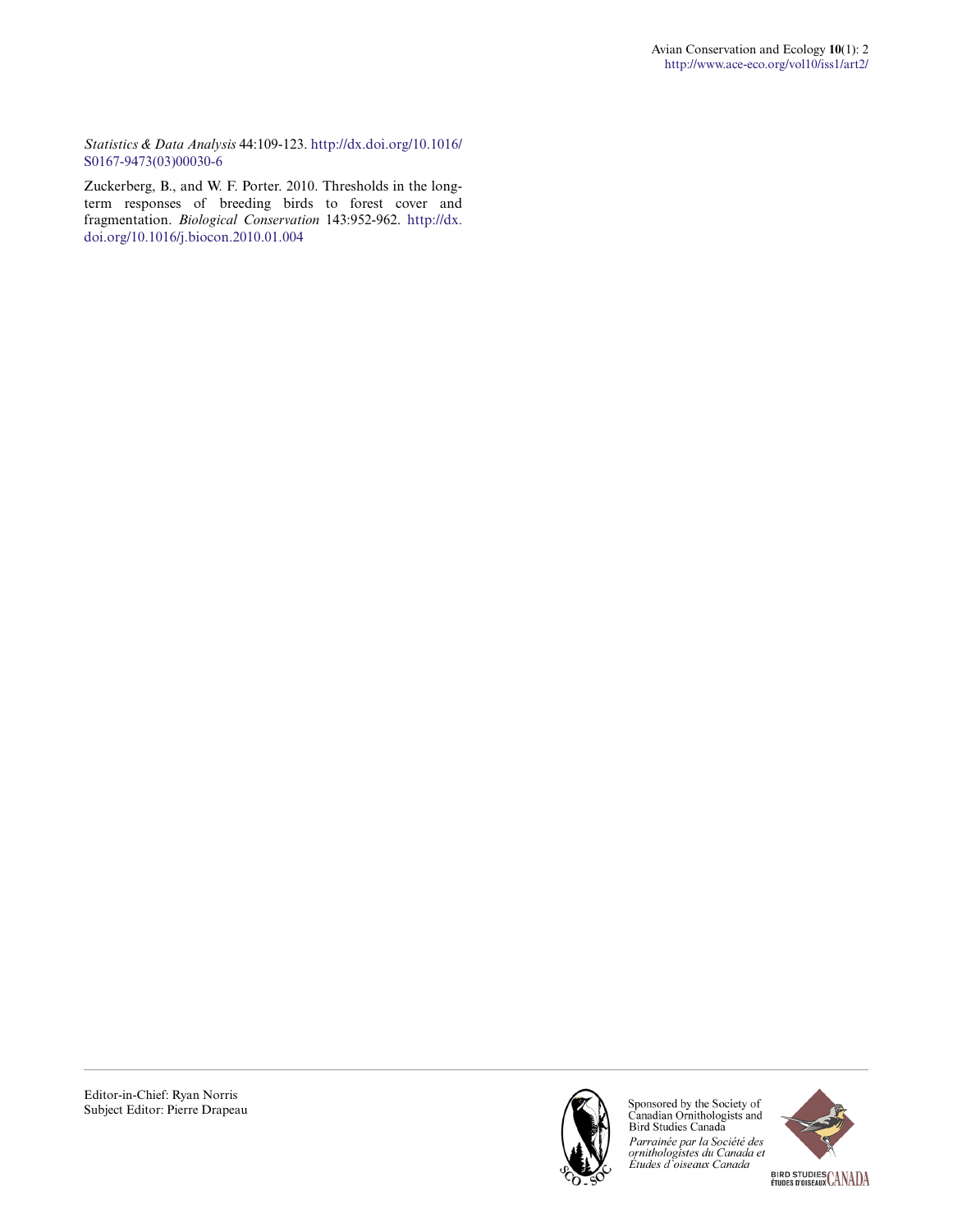*Statistics & Data Analysis* 44:109-123. http://dx.doi.org/10.1016/S0167-9473(03)00030-6

Zuckerberg, B., and W. F. Porter. 2010. Thresholds in the long-term responses of breeding birds to forest cover and fragmentation. *Biological Conservation* 143:952-962. http://dx.doi.org/10.1016/j.biocon.2010.01.004

Editor-in-Chief: Ryan Norris
Subject Editor: Pierre Drapeau

Sponsored by the Society of Canadian Ornithologists and Bird Studies Canada

*Parrainée par la Société des ornithologistes du Canada et Études d'oiseaux Canada*